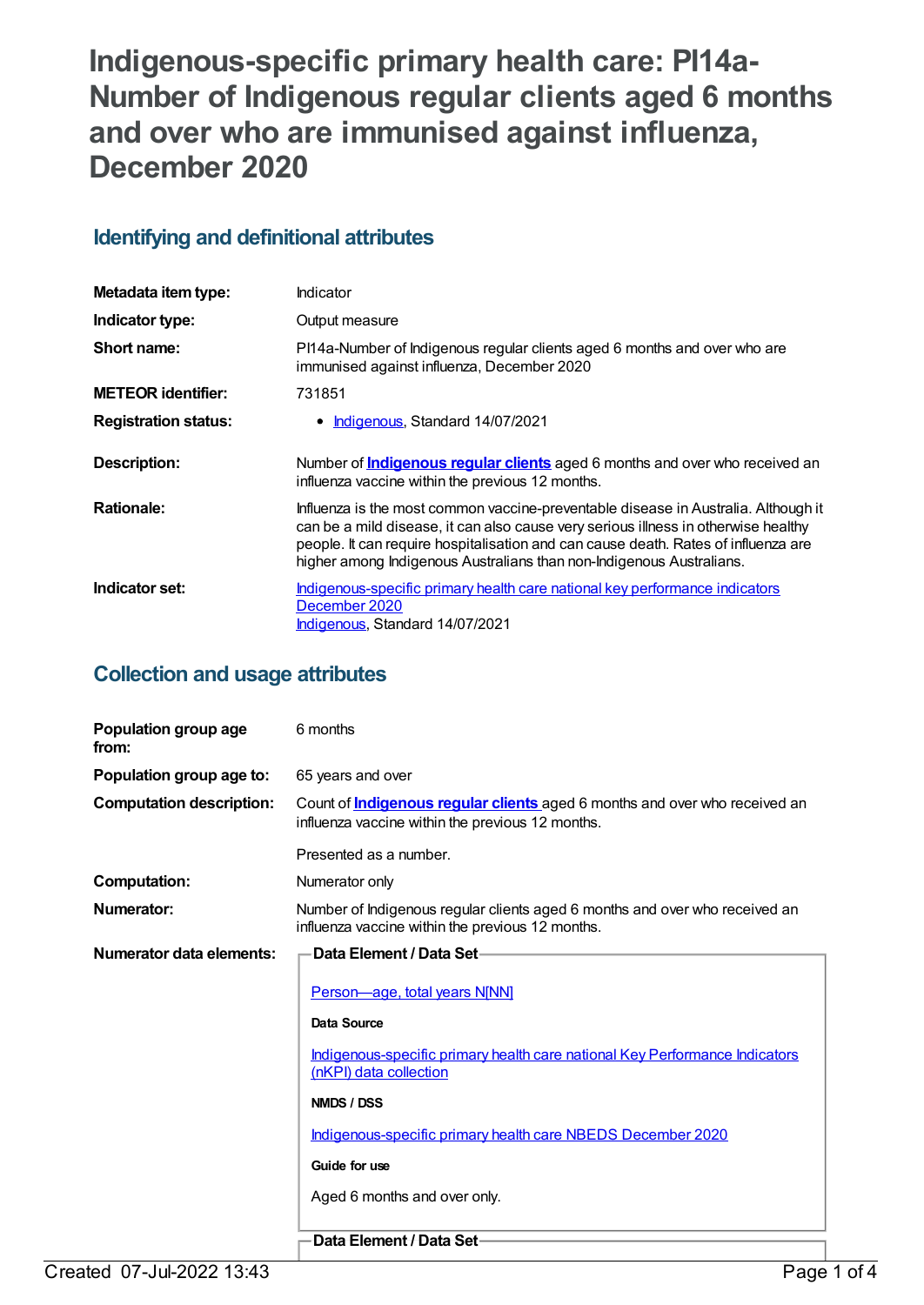# Indigenous-specific primary health care: PI14a-Number of Indigenous regular clients aged 6 months and over who are immunised against influenza, December 2020

## Identifying and definitional attributes

| | |
|---|---|
| **Metadata item type:** | Indicator |
| **Indicator type:** | Output measure |
| **Short name:** | PI14a-Number of Indigenous regular clients aged 6 months and over who are immunised against influenza, December 2020 |
| **METEOR identifier:** | 731851 |
| **Registration status:** | • Indigenous, Standard 14/07/2021 |
| **Description:** | Number of **Indigenous regular clients** aged 6 months and over who received an influenza vaccine within the previous 12 months. |
| **Rationale:** | Influenza is the most common vaccine-preventable disease in Australia. Although it can be a mild disease, it can also cause very serious illness in otherwise healthy people. It can require hospitalisation and can cause death. Rates of influenza are higher among Indigenous Australians than non-Indigenous Australians. |
| **Indicator set:** | Indigenous-specific primary health care national key performance indicators December 2020<br>Indigenous, Standard 14/07/2021 |

## Collection and usage attributes

| | |
|---|---|
| **Population group age from:** | 6 months |
| **Population group age to:** | 65 years and over |
| **Computation description:** | Count of **Indigenous regular clients** aged 6 months and over who received an influenza vaccine within the previous 12 months.<br><br>Presented as a number. |
| **Computation:** | Numerator only |
| **Numerator:** | Number of Indigenous regular clients aged 6 months and over who received an influenza vaccine within the previous 12 months. |
| **Numerator data elements:** | **Data Element / Data Set**<br><br>Person—age, total years N[NN]<br><br>**Data Source**<br><br>Indigenous-specific primary health care national Key Performance Indicators (nKPI) data collection<br><br>**NMDS / DSS**<br><br>Indigenous-specific primary health care NBEDS December 2020<br><br>**Guide for use**<br><br>Aged 6 months and over only.<br><br>**Data Element / Data Set** |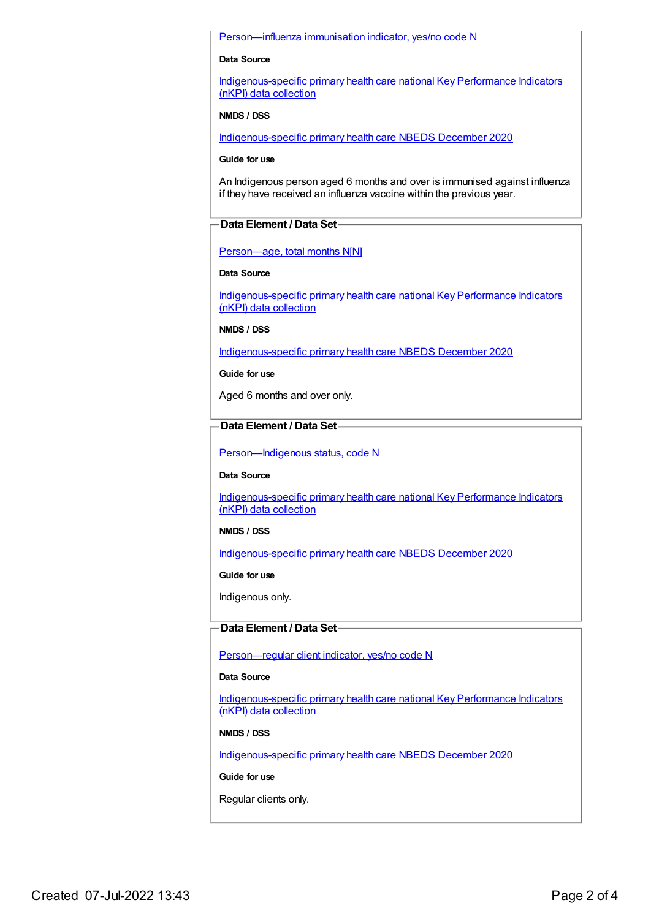Person—influenza immunisation indicator, yes/no code N

**Data Source**

Indigenous-specific primary health care national Key Performance Indicators (nKPI) data collection

**NMDS / DSS**

Indigenous-specific primary health care NBEDS December 2020

**Guide for use**

An Indigenous person aged 6 months and over is immunised against influenza if they have received an influenza vaccine within the previous year.

### Data Element / Data Set

Person—age, total months N[N]

**Data Source**

Indigenous-specific primary health care national Key Performance Indicators (nKPI) data collection

**NMDS / DSS**

Indigenous-specific primary health care NBEDS December 2020

**Guide for use**

Aged 6 months and over only.

### Data Element / Data Set

Person—Indigenous status, code N

**Data Source**

Indigenous-specific primary health care national Key Performance Indicators (nKPI) data collection

**NMDS / DSS**

Indigenous-specific primary health care NBEDS December 2020

**Guide for use**

Indigenous only.

### Data Element / Data Set

Person—regular client indicator, yes/no code N

**Data Source**

Indigenous-specific primary health care national Key Performance Indicators (nKPI) data collection

**NMDS / DSS**

Indigenous-specific primary health care NBEDS December 2020

**Guide for use**

Regular clients only.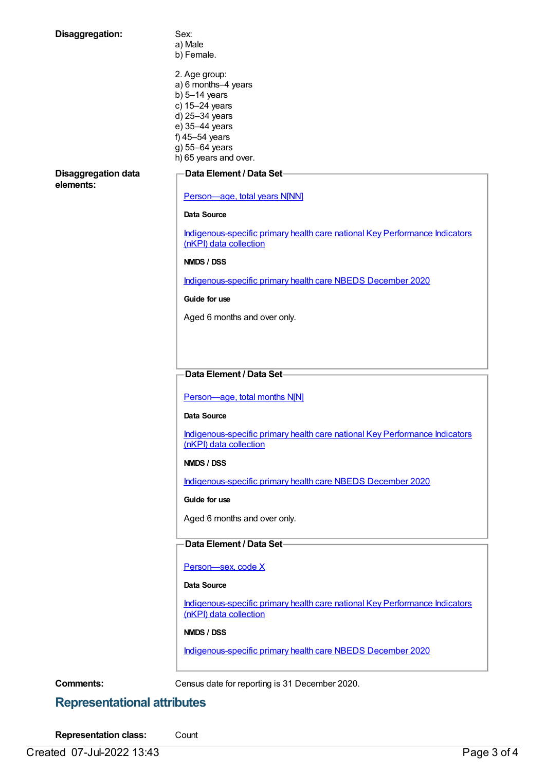**Disaggregation:**

Sex:
a) Male
b) Female.

2. Age group:
a) 6 months–4 years
b) 5–14 years
c) 15–24 years
d) 25–34 years
e) 35–44 years
f) 45–54 years
g) 55–64 years
h) 65 years and over.

**Disaggregation data elements:**

**Data Element / Data Set**

Person—age, total years N[NN]

**Data Source**

Indigenous-specific primary health care national Key Performance Indicators (nKPI) data collection

**NMDS / DSS**

Indigenous-specific primary health care NBEDS December 2020

**Guide for use**

Aged 6 months and over only.

**Data Element / Data Set**

Person—age, total months N[N]

**Data Source**

Indigenous-specific primary health care national Key Performance Indicators (nKPI) data collection

**NMDS / DSS**

Indigenous-specific primary health care NBEDS December 2020

**Guide for use**

Aged 6 months and over only.

**Data Element / Data Set**

Person—sex, code X

**Data Source**

Indigenous-specific primary health care national Key Performance Indicators (nKPI) data collection

**NMDS / DSS**

Indigenous-specific primary health care NBEDS December 2020

**Comments:** Census date for reporting is 31 December 2020.

## Representational attributes

**Representation class:** Count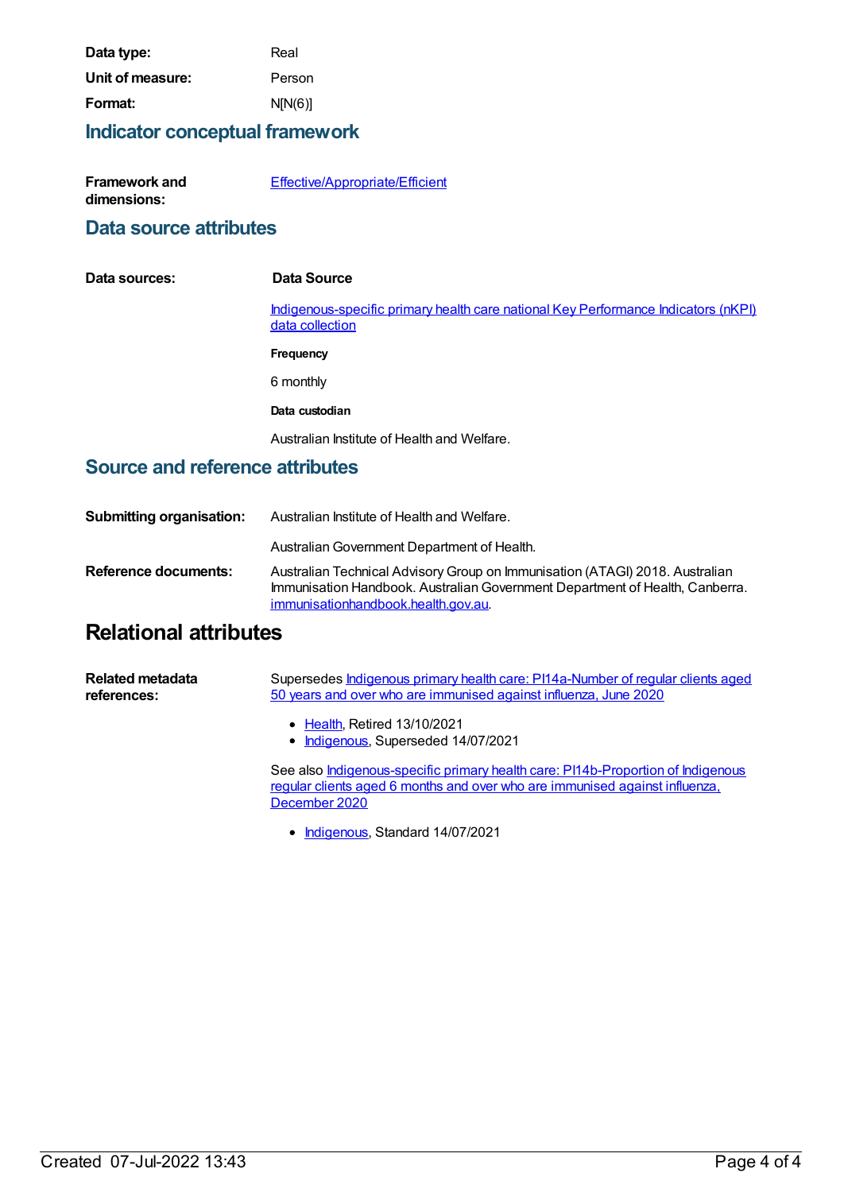**Data type:** Real

**Unit of measure:** Person

**Format:** N[N(6)]

## Indicator conceptual framework

**Framework and dimensions:** Effective/Appropriate/Efficient

## Data source attributes

**Data sources:**

**Data Source**

Indigenous-specific primary health care national Key Performance Indicators (nKPI) data collection

**Frequency**

6 monthly

**Data custodian**

Australian Institute of Health and Welfare.

## Source and reference attributes

**Submitting organisation:** Australian Institute of Health and Welfare.

Australian Government Department of Health.

**Reference documents:** Australian Technical Advisory Group on Immunisation (ATAGI) 2018. Australian Immunisation Handbook. Australian Government Department of Health, Canberra. immunisationhandbook.health.gov.au.

# Relational attributes

**Related metadata references:**

Supersedes Indigenous primary health care: PI14a-Number of regular clients aged 50 years and over who are immunised against influenza, June 2020

- Health, Retired 13/10/2021
- Indigenous, Superseded 14/07/2021

See also Indigenous-specific primary health care: PI14b-Proportion of Indigenous regular clients aged 6 months and over who are immunised against influenza, December 2020

- Indigenous, Standard 14/07/2021